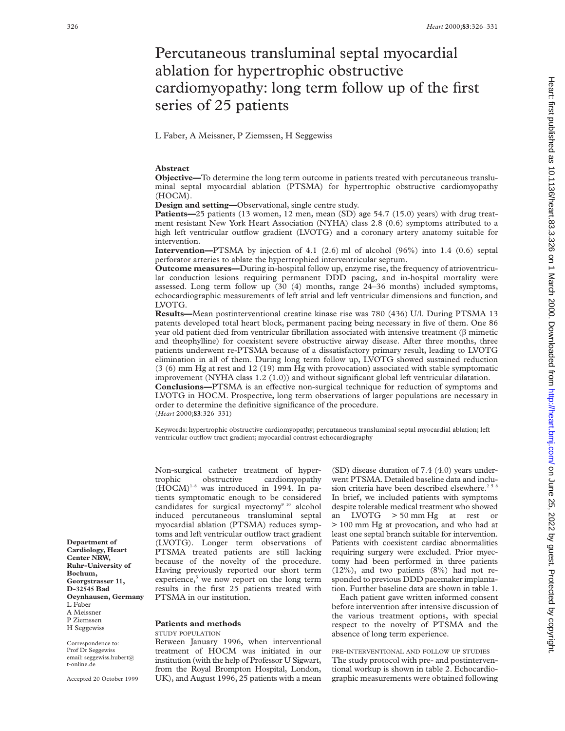# Percutaneous transluminal septal myocardial ablation for hypertrophic obstructive cardiomyopathy: long term follow up of the first series of 25 patients

L Faber, A Meissner, P Ziemssen, H Seggewiss

## Abstract

**Objective**—To determine the long term outcome in patients treated with percutaneous transluminal septal myocardial ablation (PTSMA) for hypertrophic obstructive cardiomyopathy (HOCM).

**Design and setting**—Observational, single centre study.

**Patients**—25 patients (13 women, 12 men, mean (SD) age 54.7 (15.0) years) with drug treatment resistant New York Heart Association (NYHA) class 2.8 (0.6) symptoms attributed to a high left ventricular outflow gradient (LVOTG) and a coronary artery anatomy suitable for intervention.

**Intervention**—PTSMA by injection of 4.1 (2.6) ml of alcohol (96%) into 1.4 (0.6) septal perforator arteries to ablate the hypertrophied interventricular septum.

**Outcome measures**—During in-hospital follow up, enzyme rise, the frequency of atrioventricular conduction lesions requiring permanent DDD pacing, and in-hospital mortality were assessed. Long term follow up (30 (4) months, range 24–36 months) included symptoms, echocardiographic measurements of left atrial and left ventricular dimensions and function, and LVOTG.

**Results**—Mean postinterventional creatine kinase rise was 780 (436) U/l. During PTSMA 13 patents developed total heart block, permanent pacing being necessary in five of them. One 86 year old patient died from ventricular fibrillation associated with intensive treatment (β mimetic and theophylline) for coexistent severe obstructive airway disease. After three months, three patients underwent re-PTSMA because of a dissatisfactory primary result, leading to LVOTG elimination in all of them. During long term follow up, LVOTG showed sustained reduction (3 (6) mm Hg at rest and 12 (19) mm Hg with provocation) associated with stable symptomatic improvement (NYHA class 1.2 (1.0)) and without significant global left ventricular dilatation.

**Conclusions**—PTSMA is an effective non-surgical technique for reduction of symptoms and LVOTG in HOCM. Prospective, long term observations of larger populations are necessary in order to determine the definitive significance of the procedure.

(*Heart* 2000;**83**:326–331)

Keywords: hypertrophic obstructive cardiomyopathy; percutaneous transluminal septal myocardial ablation; left ventricular outflow tract gradient; myocardial contrast echocardiography

Non-surgical catheter treatment of hypertrophic obstructive cardiomyopathy (HOCM)[1–8] was introduced in 1994. In patients symptomatic enough to be considered candidates for surgical myectomy[9,10] alcohol induced percutaneous transluminal septal myocardial ablation (PTSMA) reduces symptoms and left ventricular outflow tract gradient (LVOTG). Longer term observations of PTSMA treated patients are still lacking because of the novelty of the procedure. Having previously reported our short term experience,[5] we now report on the long term results in the first 25 patients treated with PTSMA in our institution.

## Patients and methods

### STUDY POPULATION

Between January 1996, when interventional treatment of HOCM was initiated in our institution (with the help of Professor U Sigwart, from the Royal Brompton Hospital, London, UK), and August 1996, 25 patients with a mean (SD) disease duration of 7.4 (4.0) years underwent PTSMA. Detailed baseline data and inclusion criteria have been described elsewhere.[2,5,8] In brief, we included patients with symptoms despite tolerable medical treatment who showed an LVOTG > 50 mm Hg at rest or > 100 mm Hg at provocation, and who had at least one septal branch suitable for intervention. Patients with coexistent cardiac abnormalities requiring surgery were excluded. Prior myectomy had been performed in three patients (12%), and two patients (8%) had not responded to previous DDD pacemaker implantation. Further baseline data are shown in table 1.

Each patient gave written informed consent before intervention after intensive discussion of the various treatment options, with special respect to the novelty of PTSMA and the absence of long term experience.

### PRE-INTERVENTIONAL AND FOLLOW UP STUDIES

The study protocol with pre- and postinterventional workup is shown in table 2. Echocardiographic measurements were obtained following

Department of Cardiology, Heart Center NRW, Ruhr-University of Bochum, Georgstrasser 11, D-32545 Bad Oeynhausen, Germany
L Faber
A Meissner
P Ziemssen
H Seggewiss

Correspondence to: Prof Dr Seggewiss
email: seggewiss.hubert@t-online.de

Accepted 20 October 1999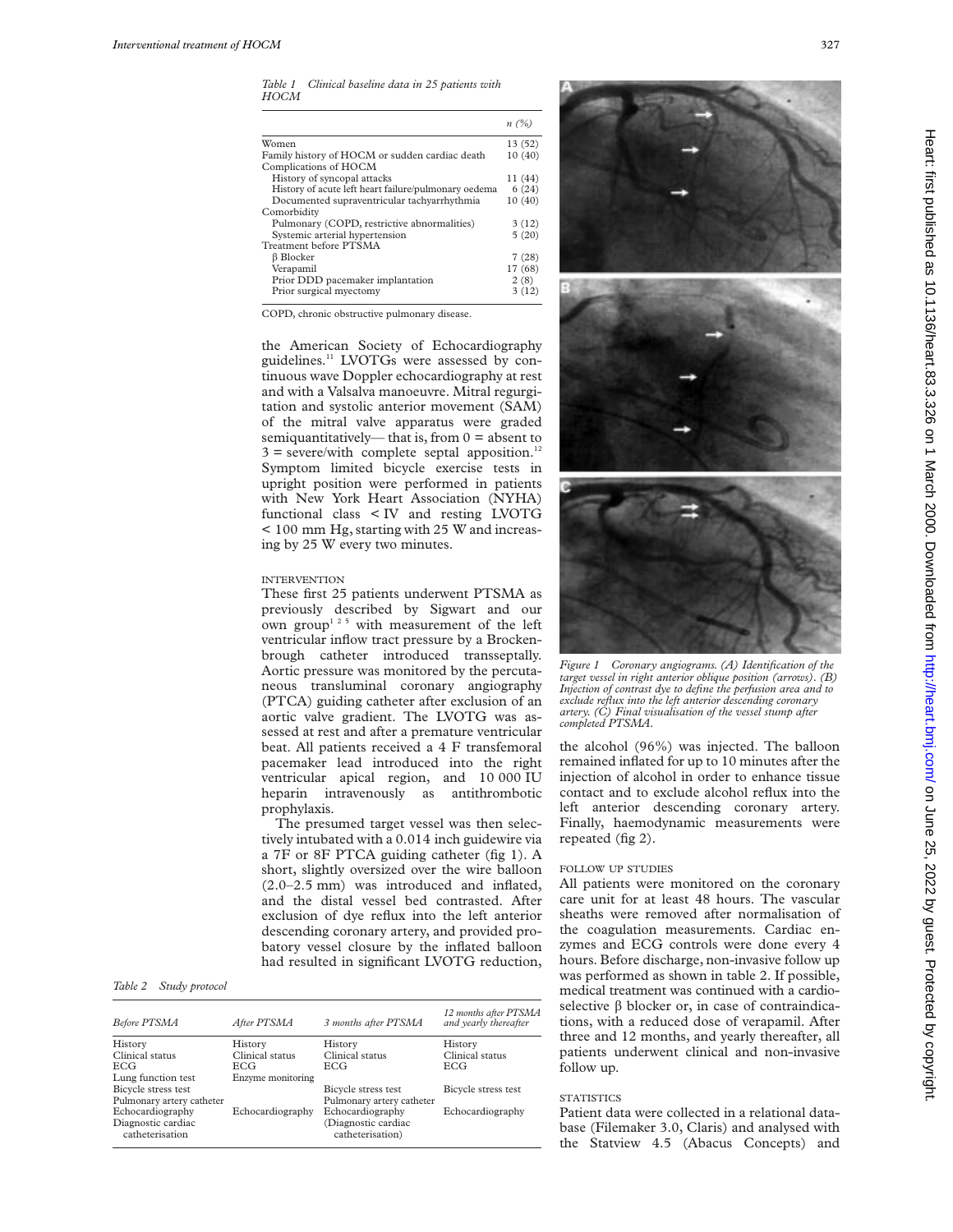*Table 1 Clinical baseline data in 25 patients with HOCM*

| | n (%) |
|---|---|
| Women | 13 (52) |
| Family history of HOCM or sudden cardiac death | 10 (40) |
| Complications of HOCM | |
| History of syncopal attacks | 11 (44) |
| History of acute left heart failure/pulmonary oedema | 6 (24) |
| Documented supraventricular tachyarrhythmia | 10 (40) |
| Comorbidity | |
| Pulmonary (COPD, restrictive abnormalities) | 3 (12) |
| Systemic arterial hypertension | 5 (20) |
| Treatment before PTSMA | |
| β Blocker | 7 (28) |
| Verapamil | 17 (68) |
| Prior DDD pacemaker implantation | 2 (8) |
| Prior surgical myectomy | 3 (12) |

COPD, chronic obstructive pulmonary disease.

the American Society of Echocardiography guidelines.[11] LVOTGs were assessed by continuous wave Doppler echocardiography at rest and with a Valsalva manoeuvre. Mitral regurgitation and systolic anterior movement (SAM) of the mitral valve apparatus were graded semiquantitatively— that is, from 0 = absent to 3 = severe/with complete septal apposition.[12] Symptom limited bicycle exercise tests in upright position were performed in patients with New York Heart Association (NYHA) functional class < IV and resting LVOTG < 100 mm Hg, starting with 25 W and increasing by 25 W every two minutes.

INTERVENTION

These first 25 patients underwent PTSMA as previously described by Sigwart and our own group[1 2 5] with measurement of the left ventricular inflow tract pressure by a Brockenbrough catheter introduced transseptally. Aortic pressure was monitored by the percutaneous transluminal coronary angiography (PTCA) guiding catheter after exclusion of an aortic valve gradient. The LVOTG was assessed at rest and after a premature ventricular beat. All patients received a 4 F transfemoral pacemaker lead introduced into the right ventricular apical region, and 10 000 IU heparin intravenously as antithrombotic prophylaxis.

The presumed target vessel was then selectively intubated with a 0.014 inch guidewire via a 7F or 8F PTCA guiding catheter (fig 1). A short, slightly oversized over the wire balloon (2.0–2.5 mm) was introduced and inflated, and the distal vessel bed contrasted. After exclusion of dye reflux into the left anterior descending coronary artery, and provided probatory vessel closure by the inflated balloon had resulted in significant LVOTG reduction, the alcohol (96%) was injected. The balloon remained inflated for up to 10 minutes after the injection of alcohol in order to enhance tissue contact and to exclude alcohol reflux into the left anterior descending coronary artery. Finally, haemodynamic measurements were repeated (fig 2).

*Figure 1 Coronary angiograms. (A) Identification of the target vessel in right anterior oblique position (arrows). (B) Injection of contrast dye to define the perfusion area and to exclude reflux into the left anterior descending coronary artery. (C) Final visualisation of the vessel stump after completed PTSMA.*

FOLLOW UP STUDIES

All patients were monitored on the coronary care unit for at least 48 hours. The vascular sheaths were removed after normalisation of the coagulation measurements. Cardiac enzymes and ECG controls were done every 4 hours. Before discharge, non-invasive follow up was performed as shown in table 2. If possible, medical treatment was continued with a cardioselective β blocker or, in case of contraindications, with a reduced dose of verapamil. After three and 12 months, and yearly thereafter, all patients underwent clinical and non-invasive follow up.

*Table 2 Study protocol*

| Before PTSMA | After PTSMA | 3 months after PTSMA | 12 months after PTSMA and yearly thereafter |
|---|---|---|---|
| History | History | History | History |
| Clinical status | Clinical status | Clinical status | Clinical status |
| ECG | ECG | ECG | ECG |
| Lung function test | Enzyme monitoring | | |
| Bicycle stress test | | Bicycle stress test | Bicycle stress test |
| Pulmonary artery catheter | | Pulmonary artery catheter | |
| Echocardiography | Echocardiography | Echocardiography | Echocardiography |
| Diagnostic cardiac catheterisation | | (Diagnostic cardiac catheterisation) | |

STATISTICS

Patient data were collected in a relational database (Filemaker 3.0, Claris) and analysed with the Statview 4.5 (Abacus Concepts) and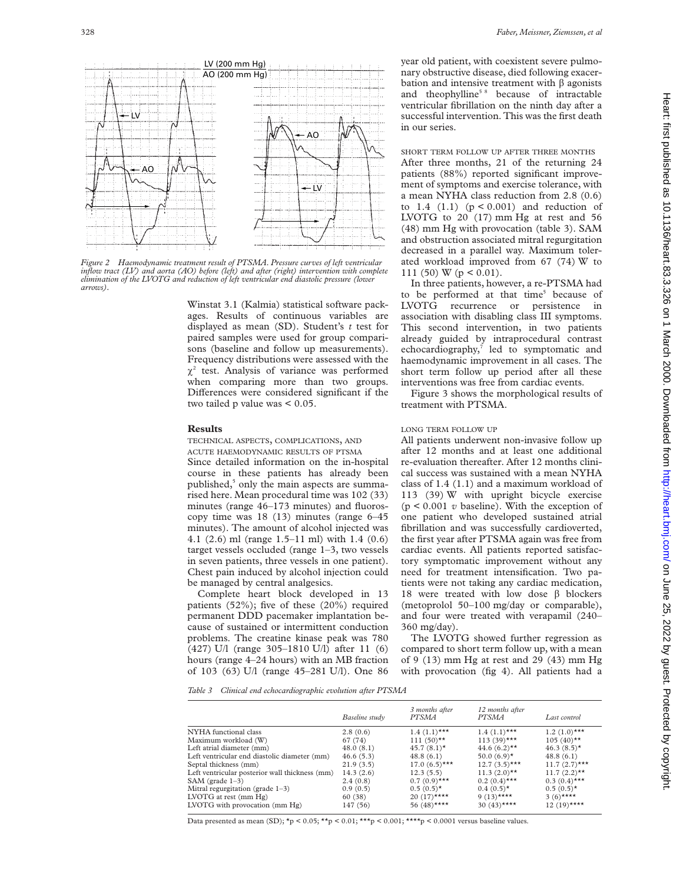Figure 2 Haemodynamic treatment result of PTSMA. Pressure curves of left ventricular inflow tract (LV) and aorta (AO) before (left) and after (right) intervention with complete elimination of the LVOTG and reduction of left ventricular end diastolic pressure (lower arrows).

Winstat 3.1 (Kalmia) statistical software packages. Results of continuous variables are displayed as mean (SD). Student's *t* test for paired samples were used for group comparisons (baseline and follow up measurements). Frequency distributions were assessed with the $\chi^2$ test. Analysis of variance was performed when comparing more than two groups. Differences were considered significant if the two tailed p value was < 0.05.

## Results

### TECHNICAL ASPECTS, COMPLICATIONS, AND ACUTE HAEMODYNAMIC RESULTS OF PTSMA

Since detailed information on the in-hospital course in these patients has already been published,[5] only the main aspects are summarised here. Mean procedural time was 102 (33) minutes (range 46–173 minutes) and fluoroscopy time was 18 (13) minutes (range 6–45 minutes). The amount of alcohol injected was 4.1 (2.6) ml (range 1.5–11 ml) with 1.4 (0.6) target vessels occluded (range 1–3, two vessels in seven patients, three vessels in one patient). Chest pain induced by alcohol injection could be managed by central analgesics.

Complete heart block developed in 13 patients (52%); five of these (20%) required permanent DDD pacemaker implantation because of sustained or intermittent conduction problems. The creatine kinase peak was 780 (427) U/l (range 305–1810 U/l) after 11 (6) hours (range 4–24 hours) with an MB fraction of 103 (63) U/l (range 45–281 U/l). One 86 year old patient, with coexistent severe pulmonary obstructive disease, died following exacerbation and intensive treatment with β agonists and theophylline[5,8] because of intractable ventricular fibrillation on the ninth day after a successful intervention. This was the first death in our series.

### SHORT TERM FOLLOW UP AFTER THREE MONTHS

After three months, 21 of the returning 24 patients (88%) reported significant improvement of symptoms and exercise tolerance, with a mean NYHA class reduction from 2.8 (0.6) to 1.4 (1.1) ($p < 0.001$) and reduction of LVOTG to 20 (17) mm Hg at rest and 56 (48) mm Hg with provocation (table 3). SAM and obstruction associated mitral regurgitation decreased in a parallel way. Maximum tolerated workload improved from 67 (74) W to 111 (50) W ($p < 0.01$).

In three patients, however, a re-PTSMA had to be performed at that time[5] because of LVOTG recurrence or persistence in association with disabling class III symptoms. This second intervention, in two patients already guided by intraprocedural contrast echocardiography,[7] led to symptomatic and haemodynamic improvement in all cases. The short term follow up period after all these interventions was free from cardiac events.

Figure 3 shows the morphological results of treatment with PTSMA.

### LONG TERM FOLLOW UP

All patients underwent non-invasive follow up after 12 months and at least one additional re-evaluation thereafter. After 12 months clinical success was sustained with a mean NYHA class of 1.4 (1.1) and a maximum workload of 113 (39) W with upright bicycle exercise ($p < 0.001$ *v* baseline). With the exception of one patient who developed sustained atrial fibrillation and was successfully cardioverted, the first year after PTSMA again was free from cardiac events. All patients reported satisfactory symptomatic improvement without any need for treatment intensification. Two patients were not taking any cardiac medication, 18 were treated with low dose β blockers (metoprolol 50–100 mg/day or comparable), and four were treated with verapamil (240–360 mg/day).

The LVOTG showed further regression as compared to short term follow up, with a mean of 9 (13) mm Hg at rest and 29 (43) mm Hg with provocation (fig 4). All patients had a

*Table 3 Clinical end echocardiographic evolution after PTSMA*

| | Baseline study | 3 months after PTSMA | 12 months after PTSMA | Last control |
|---|---|---|---|---|
| NYHA functional class | 2.8 (0.6) | 1.4 (1.1)*** | 1.4 (1.1)*** | 1.2 (1.0)*** |
| Maximum workload (W) | 67 (74) | 111 (50)** | 113 (39)*** | 105 (40)** |
| Left atrial diameter (mm) | 48.0 (8.1) | 45.7 (8.1)* | 44.6 (6.2)** | 46.3 (8.5)* |
| Left ventricular end diastolic diameter (mm) | 46.6 (5.3) | 48.8 (6.1) | 50.0 (6.9)* | 48.8 (6.1) |
| Septal thickness (mm) | 21.9 (3.5) | 17.0 (6.5)*** | 12.7 (3.5)*** | 11.7 (2.7)*** |
| Left ventricular posterior wall thickness (mm) | 14.3 (2.6) | 12.3 (5.5) | 11.3 (2.0)** | 11.7 (2.2)** |
| SAM (grade 1–3) | 2.4 (0.8) | 0.7 (0.9)*** | 0.2 (0.4)*** | 0.3 (0.4)*** |
| Mitral regurgitation (grade 1–3) | 0.9 (0.5) | 0.5 (0.5)* | 0.4 (0.5)* | 0.5 (0.5)* |
| LVOTG at rest (mm Hg) | 60 (38) | 20 (17)**** | 9 (13)**** | 3 (6)**** |
| LVOTG with provocation (mm Hg) | 147 (56) | 56 (48)**** | 30 (43)**** | 12 (19)**** |

Data presented as mean (SD); *$p < 0.05$; **$p < 0.01$; ***$p < 0.001$; ****$p < 0.0001$ versus baseline values.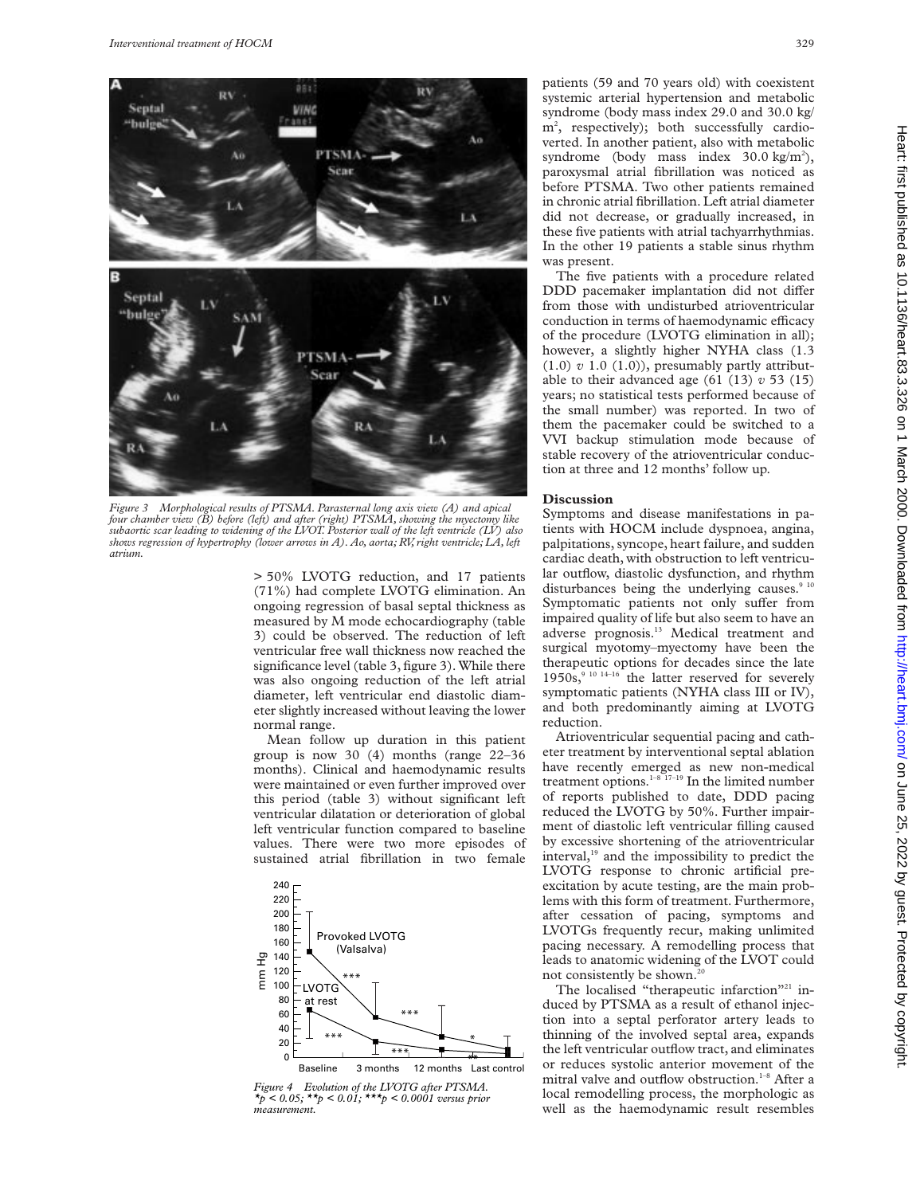Figure 3 Morphological results of PTSMA. Parasternal long axis view (A) and apical four chamber view (B) before (left) and after (right) PTSMA, showing the myectomy like subaortic scar leading to widening of the LVOT. Posterior wall of the left ventricle (LV) also shows regression of hypertrophy (lower arrows in A). Ao, aorta; RV, right ventricle; LA, left atrium.

> 50% LVOTG reduction, and 17 patients (71%) had complete LVOTG elimination. An ongoing regression of basal septal thickness as measured by M mode echocardiography (table 3) could be observed. The reduction of left ventricular free wall thickness now reached the significance level (table 3, figure 3). While there was also ongoing reduction of the left atrial diameter, left ventricular end diastolic diameter slightly increased without leaving the lower normal range.

Mean follow up duration in this patient group is now 30 (4) months (range 22–36 months). Clinical and haemodynamic results were maintained or even further improved over this period (table 3) without significant left ventricular dilatation or deterioration of global left ventricular function compared to baseline values. There were two more episodes of sustained atrial fibrillation in two female patients (59 and 70 years old) with coexistent systemic arterial hypertension and metabolic syndrome (body mass index 29.0 and 30.0 kg/m$^2$, respectively); both successfully cardioverted. In another patient, also with metabolic syndrome (body mass index 30.0 kg/m$^2$), paroxysmal atrial fibrillation was noticed as before PTSMA. Two other patients remained in chronic atrial fibrillation. Left atrial diameter did not decrease, or gradually increased, in these five patients with atrial tachyarrhythmias. In the other 19 patients a stable sinus rhythm was present.

Figure 4 Evolution of the LVOTG after PTSMA. *$p < 0.05$; **$p < 0.01$; ***$p < 0.0001$ versus prior measurement.

The five patients with a procedure related DDD pacemaker implantation did not differ from those with undisturbed atrioventricular conduction in terms of haemodynamic efficacy of the procedure (LVOTG elimination in all); however, a slightly higher NYHA class (1.3 (1.0) *v* 1.0 (1.0)), presumably partly attributable to their advanced age (61 (13) *v* 53 (15) years; no statistical tests performed because of the small number) was reported. In two of them the pacemaker could be switched to a VVI backup stimulation mode because of stable recovery of the atrioventricular conduction at three and 12 months' follow up.

## Discussion

Symptoms and disease manifestations in patients with HOCM include dyspnoea, angina, palpitations, syncope, heart failure, and sudden cardiac death, with obstruction to left ventricular outflow, diastolic dysfunction, and rhythm disturbances being the underlying causes.[9 10] Symptomatic patients not only suffer from impaired quality of life but also seem to have an adverse prognosis.[13] Medical treatment and surgical myotomy–myectomy have been the therapeutic options for decades since the late 1950s,[9 10 14–16] the latter reserved for severely symptomatic patients (NYHA class III or IV), and both predominantly aiming at LVOTG reduction.

Atrioventricular sequential pacing and catheter treatment by interventional septal ablation have recently emerged as new non-medical treatment options.[1–8 17–19] In the limited number of reports published to date, DDD pacing reduced the LVOTG by 50%. Further impairment of diastolic left ventricular filling caused by excessive shortening of the atrioventricular interval,[19] and the impossibility to predict the LVOTG response to chronic artificial preexcitation by acute testing, are the main problems with this form of treatment. Furthermore, after cessation of pacing, symptoms and LVOTGs frequently recur, making unlimited pacing necessary. A remodelling process that leads to anatomic widening of the LVOT could not consistently be shown.[20]

The localised "therapeutic infarction"[21] induced by PTSMA as a result of ethanol injection into a septal perforator artery leads to thinning of the involved septal area, expands the left ventricular outflow tract, and eliminates or reduces systolic anterior movement of the mitral valve and outflow obstruction.[1–8] After a local remodelling process, the morphologic as well as the haemodynamic result resembles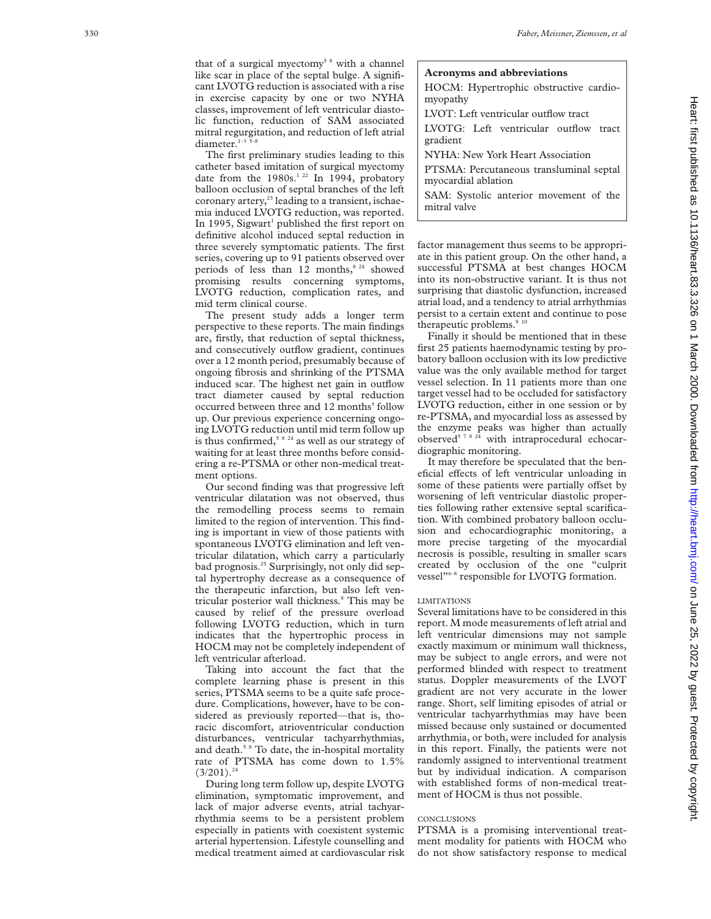that of a surgical myectomy[5 8] with a channel like scar in place of the septal bulge. A significant LVOTG reduction is associated with a rise in exercise capacity by one or two NYHA classes, improvement of left ventricular diastolic function, reduction of SAM associated mitral regurgitation, and reduction of left atrial diameter.[1–3 5–8]

The first preliminary studies leading to this catheter based imitation of surgical myectomy date from the 1980s.[1 22] In 1994, probatory balloon occlusion of septal branches of the left coronary artery,[23] leading to a transient, ischaemia induced LVOTG reduction, was reported. In 1995, Sigwart[1] published the first report on definitive alcohol induced septal reduction in three severely symptomatic patients. The first series, covering up to 91 patients observed over periods of less than 12 months,[8 24] showed promising results concerning symptoms, LVOTG reduction, complication rates, and mid term clinical course.

The present study adds a longer term perspective to these reports. The main findings are, firstly, that reduction of septal thickness, and consecutively outflow gradient, continues over a 12 month period, presumably because of ongoing fibrosis and shrinking of the PTSMA induced scar. The highest net gain in outflow tract diameter caused by septal reduction occurred between three and 12 months' follow up. Our previous experience concerning ongoing LVOTG reduction until mid term follow up is thus confirmed,[5 8 24] as well as our strategy of waiting for at least three months before considering a re-PTSMA or other non-medical treatment options.

Our second finding was that progressive left ventricular dilatation was not observed, thus the remodelling process seems to remain limited to the region of intervention. This finding is important in view of those patients with spontaneous LVOTG elimination and left ventricular dilatation, which carry a particularly bad prognosis.[25] Surprisingly, not only did septal hypertrophy decrease as a consequence of the therapeutic infarction, but also left ventricular posterior wall thickness.[8] This may be caused by relief of the pressure overload following LVOTG reduction, which in turn indicates that the hypertrophic process in HOCM may not be completely independent of left ventricular afterload.

Taking into account the fact that the complete learning phase is present in this series, PTSMA seems to be a quite safe procedure. Complications, however, have to be considered as previously reported—that is, thoracic discomfort, atrioventricular conduction disturbances, ventricular tachyarrhythmias, and death.[5 8] To date, the in-hospital mortality rate of PTSMA has come down to 1.5% (3/201).[24]

During long term follow up, despite LVOTG elimination, symptomatic improvement, and lack of major adverse events, atrial tachyarrhythmia seems to be a persistent problem especially in patients with coexistent systemic arterial hypertension. Lifestyle counselling and medical treatment aimed at cardiovascular risk factor management thus seems to be appropriate in this patient group. On the other hand, a successful PTSMA at best changes HOCM into its non-obstructive variant. It is thus not surprising that diastolic dysfunction, increased atrial load, and a tendency to atrial arrhythmias persist to a certain extent and continue to pose therapeutic problems.[9 10]

Finally it should be mentioned that in these first 25 patients haemodynamic testing by probatory balloon occlusion with its low predictive value was the only available method for target vessel selection. In 11 patients more than one target vessel had to be occluded for satisfactory LVOTG reduction, either in one session or by re-PTSMA, and myocardial loss as assessed by the enzyme peaks was higher than actually observed[5 7 8 24] with intraprocedural echocardiographic monitoring.

It may therefore be speculated that the beneficial effects of left ventricular unloading in some of these patients were partially offset by worsening of left ventricular diastolic properties following rather extensive septal scarification. With combined probatory balloon occlusion and echocardiographic monitoring, a more precise targeting of the myocardial necrosis is possible, resulting in smaller scars created by occlusion of the one "culprit vessel"[6–8] responsible for LVOTG formation.

> **Acronyms and abbreviations**
>
> HOCM: Hypertrophic obstructive cardiomyopathy
>
> LVOT: Left ventricular outflow tract
>
> LVOTG: Left ventricular outflow tract gradient
>
> NYHA: New York Heart Association
>
> PTSMA: Percutaneous transluminal septal myocardial ablation
>
> SAM: Systolic anterior movement of the mitral valve

### LIMITATIONS

Several limitations have to be considered in this report. M mode measurements of left atrial and left ventricular dimensions may not sample exactly maximum or minimum wall thickness, may be subject to angle errors, and were not performed blinded with respect to treatment status. Doppler measurements of the LVOT gradient are not very accurate in the lower range. Short, self limiting episodes of atrial or ventricular tachyarrhythmias may have been missed because only sustained or documented arrhythmia, or both, were included for analysis in this report. Finally, the patients were not randomly assigned to interventional treatment but by individual indication. A comparison with established forms of non-medical treatment of HOCM is thus not possible.

### CONCLUSIONS

PTSMA is a promising interventional treatment modality for patients with HOCM who do not show satisfactory response to medical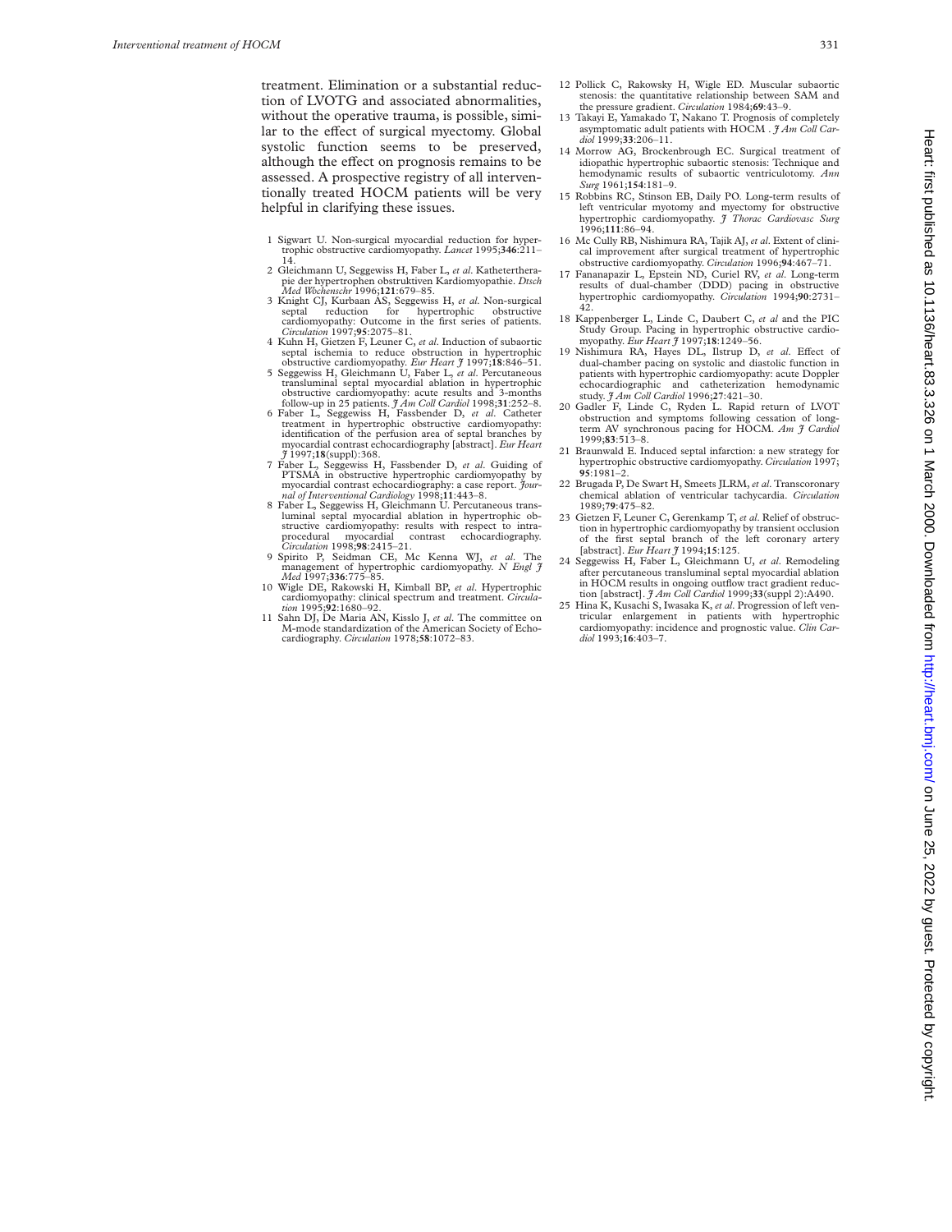treatment. Elimination or a substantial reduction of LVOTG and associated abnormalities, without the operative trauma, is possible, similar to the effect of surgical myectomy. Global systolic function seems to be preserved, although the effect on prognosis remains to be assessed. A prospective registry of all interventionally treated HOCM patients will be very helpful in clarifying these issues.

1. Sigwart U. Non-surgical myocardial reduction for hypertrophic obstructive cardiomyopathy. *Lancet* 1995;**346**:211–14.
2. Gleichmann U, Seggewiss H, Faber L, *et al*. Kathetertherapie der hypertrophen obstruktiven Kardiomyopathie. *Dtsch Med Wochenschr* 1996;**121**:679–85.
3. Knight CJ, Kurbaan AS, Seggewiss H, *et al*. Non-surgical septal reduction for hypertrophic obstructive cardiomyopathy: Outcome in the first series of patients. *Circulation* 1997;**95**:2075–81.
4. Kuhn H, Gietzen F, Leuner C, *et al*. Induction of subaortic septal ischemia to reduce obstruction in hypertrophic obstructive cardiomyopathy. *Eur Heart J* 1997;**18**:846–51.
5. Seggewiss H, Gleichmann U, Faber L, *et al*. Percutaneous transluminal septal myocardial ablation in hypertrophic obstructive cardiomyopathy: acute results and 3-months follow-up in 25 patients. *J Am Coll Cardiol* 1998;**31**:252–8.
6. Faber L, Seggewiss H, Fassbender D, *et al*. Catheter treatment in hypertrophic obstructive cardiomyopathy: identification of the perfusion area of septal branches by myocardial contrast echocardiography [abstract]. *Eur Heart J* 1997;**18**(suppl):368.
7. Faber L, Seggewiss H, Fassbender D, *et al*. Guiding of PTSMA in obstructive hypertrophic cardiomyopathy by myocardial contrast echocardiography: a case report. *Journal of Interventional Cardiology* 1998;**11**:443–8.
8. Faber L, Seggewiss H, Gleichmann U. Percutaneous transluminal septal myocardial ablation in hypertrophic obstructive cardiomyopathy: results with respect to intraprocedural myocardial contrast echocardiography. *Circulation* 1998;**98**:2415–21.
9. Spirito P, Seidman CE, Mc Kenna WJ, *et al*. The management of hypertrophic cardiomyopathy. *N Engl J Med* 1997;**336**:775–85.
10. Wigle DE, Rakowski H, Kimball BP, *et al*. Hypertrophic cardiomyopathy: clinical spectrum and treatment. *Circulation* 1995;**92**:1680–92.
11. Sahn DJ, De Maria AN, Kisslo J, *et al*. The committee on M-mode standardization of the American Society of Echocardiography. *Circulation* 1978;**58**:1072–83.
12. Pollick C, Rakowsky H, Wigle ED. Muscular subaortic stenosis: the quantitative relationship between SAM and the pressure gradient. *Circulation* 1984;**69**:43–9.
13. Takayi E, Yamakado T, Nakano T. Prognosis of completely asymptomatic adult patients with HOCM . *J Am Coll Cardiol* 1999;**33**:206–11.
14. Morrow AG, Brockenbrough EC. Surgical treatment of idiopathic hypertrophic subaortic stenosis: Technique and hemodynamic results of subaortic ventriculotomy. *Ann Surg* 1961;**154**:181–9.
15. Robbins RC, Stinson EB, Daily PO. Long-term results of left ventricular myotomy and myectomy for obstructive hypertrophic cardiomyopathy. *J Thorac Cardiovasc Surg* 1996;**111**:86–94.
16. Mc Cully RB, Nishimura RA, Tajik AJ, *et al*. Extent of clinical improvement after surgical treatment of hypertrophic obstructive cardiomyopathy. *Circulation* 1996;**94**:467–71.
17. Fananapazir L, Epstein ND, Curiel RV, *et al*. Long-term results of dual-chamber (DDD) pacing in obstructive hypertrophic cardiomyopathy. *Circulation* 1994;**90**:2731–42.
18. Kappenberger L, Linde C, Daubert C, *et al* and the PIC Study Group. Pacing in hypertrophic obstructive cardiomyopathy. *Eur Heart J* 1997;**18**:1249–56.
19. Nishimura RA, Hayes DL, Ilstrup D, *et al*. Effect of dual-chamber pacing on systolic and diastolic function in patients with hypertrophic cardiomyopathy: acute Doppler echocardiographic and catheterization hemodynamic study. *J Am Coll Cardiol* 1996;**27**:421–30.
20. Gadler F, Linde C, Ryden L. Rapid return of LVOT obstruction and symptoms following cessation of long-term AV synchronous pacing for HOCM. *Am J Cardiol* 1999;**83**:513–8.
21. Braunwald E. Induced septal infarction: a new strategy for hypertrophic obstructive cardiomyopathy. *Circulation* 1997; **95**:1981–2.
22. Brugada P, De Swart H, Smeets JLRM, *et al*. Transcoronary chemical ablation of ventricular tachycardia. *Circulation* 1989;**79**:475–82.
23. Gietzen F, Leuner C, Gerenkamp T, *et al*. Relief of obstruction in hypertrophic cardiomyopathy by transient occlusion of the first septal branch of the left coronary artery [abstract]. *Eur Heart J* 1994;**15**:125.
24. Seggewiss H, Faber L, Gleichmann U, *et al*. Remodeling after percutaneous transluminal septal myocardial ablation in HOCM results in ongoing outflow tract gradient reduction [abstract]. *J Am Coll Cardiol* 1999;**33**(suppl 2):A490.
25. Hina K, Kusachi S, Iwasaka K, *et al*. Progression of left ventricular enlargement in patients with hypertrophic cardiomyopathy: incidence and prognostic value. *Clin Cardiol* 1993;**16**:403–7.